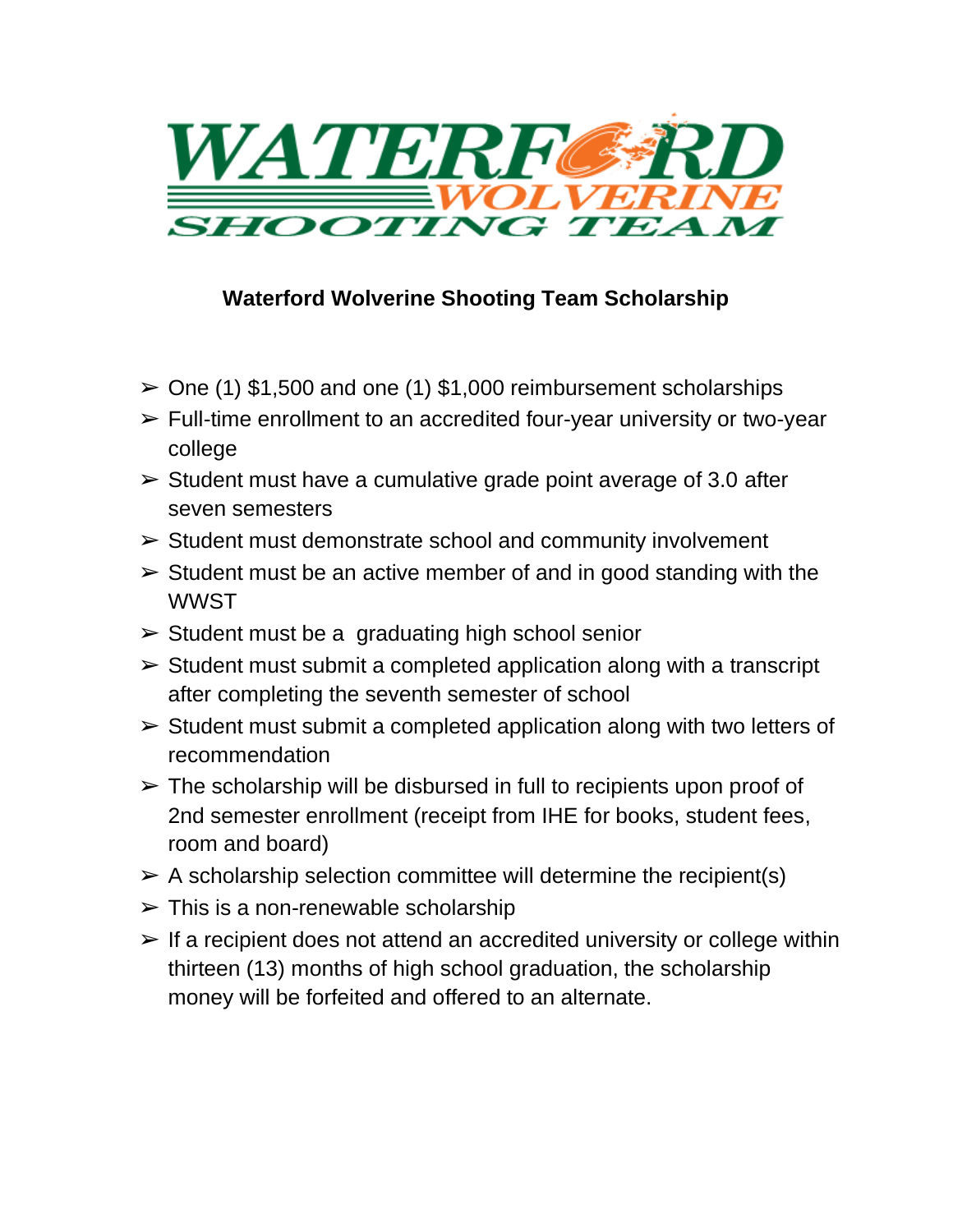WATERFORD WOLVERINE SHOOTING TEAM

## Waterford Wolverine Shooting Team Scholarship

- One (1) $1,500 and one (1) $1,000 reimbursement scholarships
- Full-time enrollment to an accredited four-year university or two-year college
- Student must have a cumulative grade point average of 3.0 after seven semesters
- Student must demonstrate school and community involvement
- Student must be an active member of and in good standing with the WWST
- Student must be a graduating high school senior
- Student must submit a completed application along with a transcript after completing the seventh semester of school
- Student must submit a completed application along with two letters of recommendation
- The scholarship will be disbursed in full to recipients upon proof of 2nd semester enrollment (receipt from IHE for books, student fees, room and board)
- A scholarship selection committee will determine the recipient(s)
- This is a non-renewable scholarship
- If a recipient does not attend an accredited university or college within thirteen (13) months of high school graduation, the scholarship money will be forfeited and offered to an alternate.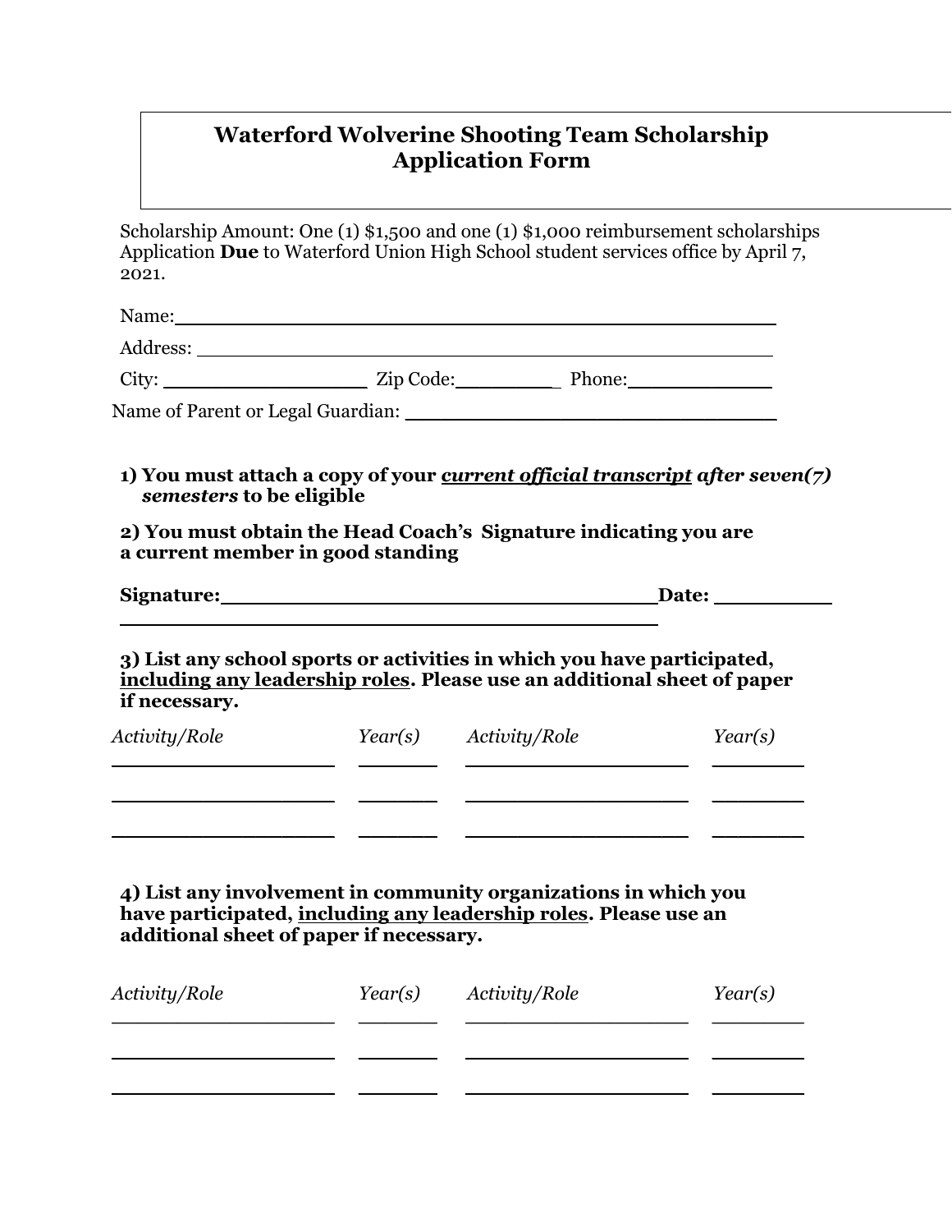# Waterford Wolverine Shooting Team Scholarship Application Form

Scholarship Amount: One (1) $1,500 and one (1) $1,000 reimbursement scholarships
Application **Due** to Waterford Union High School student services office by April 7, 2021.

Name: ____________________________________________

Address: ____________________________________________

City: __________________ Zip Code: _________ Phone: _____________

Name of Parent or Legal Guardian: ______________________________

**1) You must attach a copy of your *current official transcript* *after seven(7) semesters* to be eligible**

**2) You must obtain the Head Coach's Signature indicating you are a current member in good standing**

**Signature:___________________________________Date: __________**

**_____________________________________________**

**3) List any school sports or activities in which you have participated, <u>including any leadership roles</u>. Please use an additional sheet of paper if necessary.**

| *Activity/Role* | *Year(s)* | *Activity/Role* | *Year(s)* |
|---|---|---|---|
| | | | |
| | | | |
| | | | |

**4) List any involvement in community organizations in which you have participated, <u>including any leadership roles</u>. Please use an additional sheet of paper if necessary.**

| *Activity/Role* | *Year(s)* | *Activity/Role* | *Year(s)* |
|---|---|---|---|
| | | | |
| | | | |
| | | | |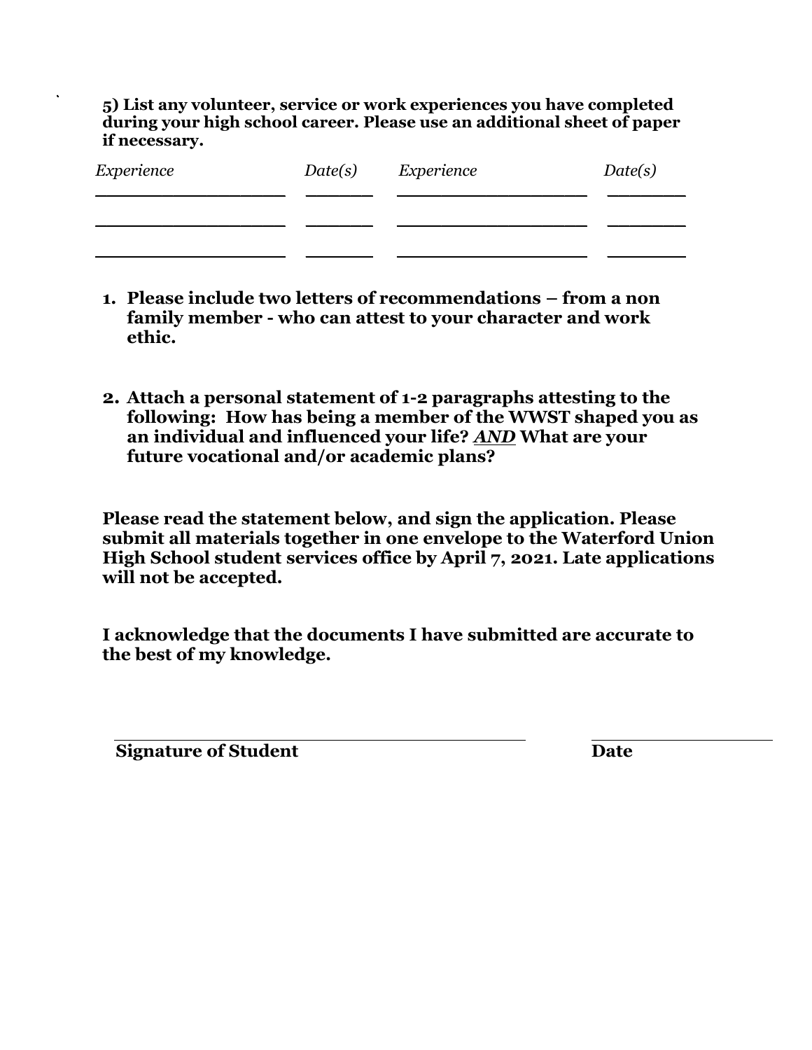**5) List any volunteer, service or work experiences you have completed during your high school career. Please use an additional sheet of paper if necessary.**

| *Experience* | *Date(s)* | *Experience* | *Date(s)* |
| --- | --- | --- | --- |
| | | | |
| | | | |
| | | | |

1. **Please include two letters of recommendations – from a non family member - who can attest to your character and work ethic.**

2. **Attach a personal statement of 1-2 paragraphs attesting to the following: How has being a member of the WWST shaped you as an individual and influenced your life? *<u>AND</u>* What are your future vocational and/or academic plans?**

**Please read the statement below, and sign the application. Please submit all materials together in one envelope to the Waterford Union High School student services office by April 7, 2021. Late applications will not be accepted.**

**I acknowledge that the documents I have submitted are accurate to the best of my knowledge.**

**Signature of Student** ______________________________ **Date** ______________